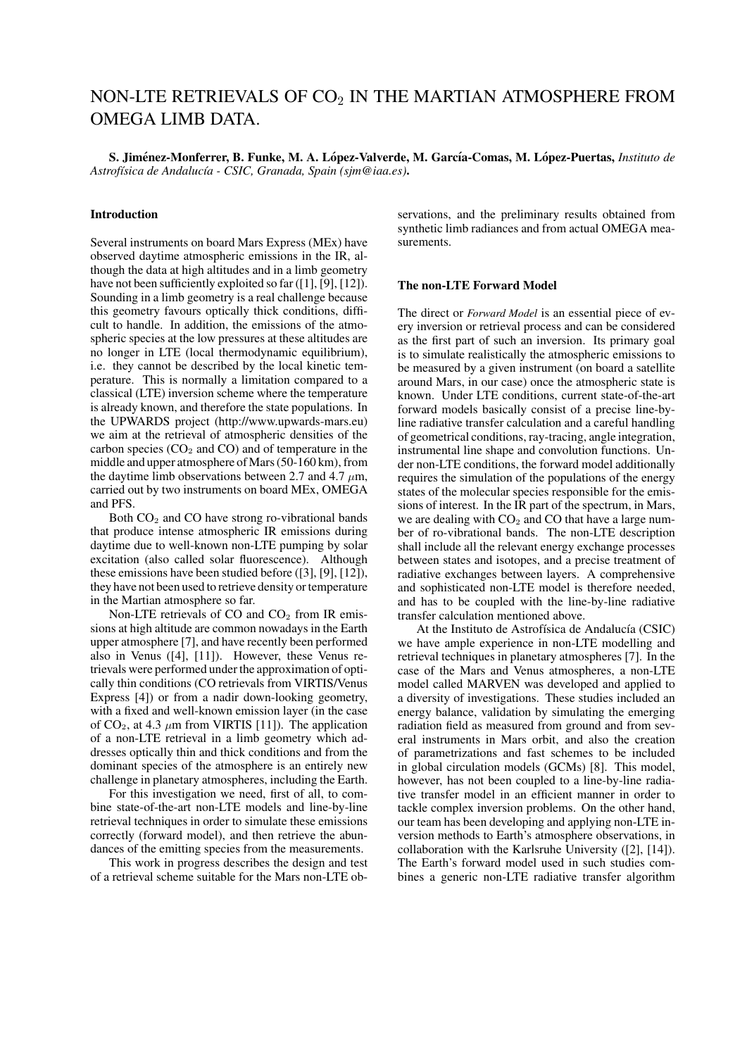# NON-LTE RETRIEVALS OF $CO_2$ IN THE MARTIAN ATMOSPHERE FROM OMEGA LIMB DATA.

**S. Jiménez-Monferrer, B. Funke, M. A. López-Valverde, M. García-Comas, M. López-Puertas,** *Instituto de Astrofísica de Andalucía - CSIC, Granada, Spain (sjm@iaa.es)*.

## Introduction

Several instruments on board Mars Express (MEx) have observed daytime atmospheric emissions in the IR, although the data at high altitudes and in a limb geometry have not been sufficiently exploited so far ([1], [9], [12]). Sounding in a limb geometry is a real challenge because this geometry favours optically thick conditions, difficult to handle. In addition, the emissions of the atmospheric species at the low pressures at these altitudes are no longer in LTE (local thermodynamic equilibrium), i.e. they cannot be described by the local kinetic temperature. This is normally a limitation compared to a classical (LTE) inversion scheme where the temperature is already known, and therefore the state populations. In the UPWARDS project (http://www.upwards-mars.eu) we aim at the retrieval of atmospheric densities of the carbon species ($CO_2$ and CO) and of temperature in the middle and upper atmosphere of Mars (50-160 km), from the daytime limb observations between 2.7 and 4.7 $\mu$m, carried out by two instruments on board MEx, OMEGA and PFS.

Both $CO_2$ and CO have strong ro-vibrational bands that produce intense atmospheric IR emissions during daytime due to well-known non-LTE pumping by solar excitation (also called solar fluorescence). Although these emissions have been studied before ([3], [9], [12]), they have not been used to retrieve density or temperature in the Martian atmosphere so far.

Non-LTE retrievals of CO and $CO_2$ from IR emissions at high altitude are common nowadays in the Earth upper atmosphere [7], and have recently been performed also in Venus ([4], [11]). However, these Venus retrievals were performed under the approximation of optically thin conditions (CO retrievals from VIRTIS/Venus Express [4]) or from a nadir down-looking geometry, with a fixed and well-known emission layer (in the case of $CO_2$, at 4.3 $\mu$m from VIRTIS [11]). The application of a non-LTE retrieval in a limb geometry which addresses optically thin and thick conditions and from the dominant species of the atmosphere is an entirely new challenge in planetary atmospheres, including the Earth.

For this investigation we need, first of all, to combine state-of-the-art non-LTE models and line-by-line retrieval techniques in order to simulate these emissions correctly (forward model), and then retrieve the abundances of the emitting species from the measurements.

This work in progress describes the design and test of a retrieval scheme suitable for the Mars non-LTE observations, and the preliminary results obtained from synthetic limb radiances and from actual OMEGA measurements.

## The non-LTE Forward Model

The direct or *Forward Model* is an essential piece of every inversion or retrieval process and can be considered as the first part of such an inversion. Its primary goal is to simulate realistically the atmospheric emissions to be measured by a given instrument (on board a satellite around Mars, in our case) once the atmospheric state is known. Under LTE conditions, current state-of-the-art forward models basically consist of a precise line-by-line radiative transfer calculation and a careful handling of geometrical conditions, ray-tracing, angle integration, instrumental line shape and convolution functions. Under non-LTE conditions, the forward model additionally requires the simulation of the populations of the energy states of the molecular species responsible for the emissions of interest. In the IR part of the spectrum, in Mars, we are dealing with $CO_2$ and CO that have a large number of ro-vibrational bands. The non-LTE description shall include all the relevant energy exchange processes between states and isotopes, and a precise treatment of radiative exchanges between layers. A comprehensive and sophisticated non-LTE model is therefore needed, and has to be coupled with the line-by-line radiative transfer calculation mentioned above.

At the Instituto de Astrofísica de Andalucía (CSIC) we have ample experience in non-LTE modelling and retrieval techniques in planetary atmospheres [7]. In the case of the Mars and Venus atmospheres, a non-LTE model called MARVEN was developed and applied to a diversity of investigations. These studies included an energy balance, validation by simulating the emerging radiation field as measured from ground and from several instruments in Mars orbit, and also the creation of parametrizations and fast schemes to be included in global circulation models (GCMs) [8]. This model, however, has not been coupled to a line-by-line radiative transfer model in an efficient manner in order to tackle complex inversion problems. On the other hand, our team has been developing and applying non-LTE inversion methods to Earth's atmosphere observations, in collaboration with the Karlsruhe University ([2], [14]). The Earth's forward model used in such studies combines a generic non-LTE radiative transfer algorithm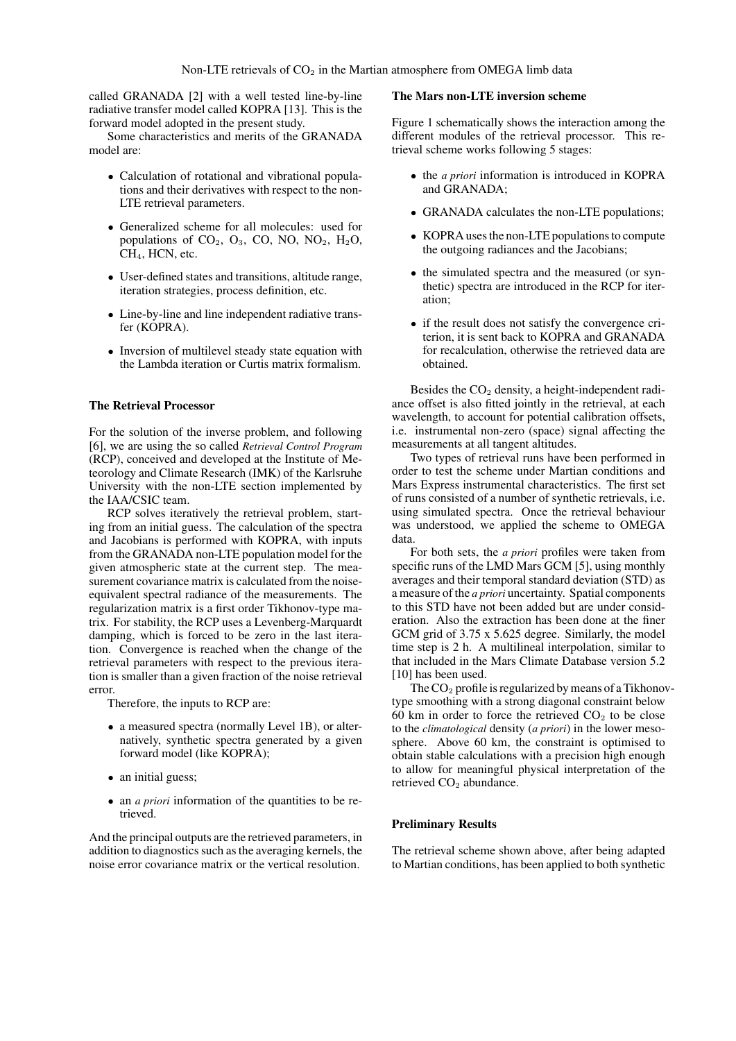called GRANADA [2] with a well tested line-by-line radiative transfer model called KOPRA [13]. This is the forward model adopted in the present study.

Some characteristics and merits of the GRANADA model are:

- Calculation of rotational and vibrational populations and their derivatives with respect to the non-LTE retrieval parameters.
- Generalized scheme for all molecules: used for populations of $CO_2$, $O_3$, CO, NO, $NO_2$, $H_2O$, $CH_4$, HCN, etc.
- User-defined states and transitions, altitude range, iteration strategies, process definition, etc.
- Line-by-line and line independent radiative transfer (KOPRA).
- Inversion of multilevel steady state equation with the Lambda iteration or Curtis matrix formalism.

**The Retrieval Processor**

For the solution of the inverse problem, and following [6], we are using the so called *Retrieval Control Program* (RCP), conceived and developed at the Institute of Meteorology and Climate Research (IMK) of the Karlsruhe University with the non-LTE section implemented by the IAA/CSIC team.

RCP solves iteratively the retrieval problem, starting from an initial guess. The calculation of the spectra and Jacobians is performed with KOPRA, with inputs from the GRANADA non-LTE population model for the given atmospheric state at the current step. The measurement covariance matrix is calculated from the noise-equivalent spectral radiance of the measurements. The regularization matrix is a first order Tikhonov-type matrix. For stability, the RCP uses a Levenberg-Marquardt damping, which is forced to be zero in the last iteration. Convergence is reached when the change of the retrieval parameters with respect to the previous iteration is smaller than a given fraction of the noise retrieval error.

Therefore, the inputs to RCP are:

- a measured spectra (normally Level 1B), or alternatively, synthetic spectra generated by a given forward model (like KOPRA);
- an initial guess;
- an *a priori* information of the quantities to be retrieved.

And the principal outputs are the retrieved parameters, in addition to diagnostics such as the averaging kernels, the noise error covariance matrix or the vertical resolution.

**The Mars non-LTE inversion scheme**

Figure 1 schematically shows the interaction among the different modules of the retrieval processor. This retrieval scheme works following 5 stages:

- the *a priori* information is introduced in KOPRA and GRANADA;
- GRANADA calculates the non-LTE populations;
- KOPRA uses the non-LTE populations to compute the outgoing radiances and the Jacobians;
- the simulated spectra and the measured (or synthetic) spectra are introduced in the RCP for iteration;
- if the result does not satisfy the convergence criterion, it is sent back to KOPRA and GRANADA for recalculation, otherwise the retrieved data are obtained.

Besides the $CO_2$ density, a height-independent radiance offset is also fitted jointly in the retrieval, at each wavelength, to account for potential calibration offsets, i.e. instrumental non-zero (space) signal affecting the measurements at all tangent altitudes.

Two types of retrieval runs have been performed in order to test the scheme under Martian conditions and Mars Express instrumental characteristics. The first set of runs consisted of a number of synthetic retrievals, i.e. using simulated spectra. Once the retrieval behaviour was understood, we applied the scheme to OMEGA data.

For both sets, the *a priori* profiles were taken from specific runs of the LMD Mars GCM [5], using monthly averages and their temporal standard deviation (STD) as a measure of the *a priori* uncertainty. Spatial components to this STD have not been added but are under consideration. Also the extraction has been done at the finer GCM grid of 3.75 x 5.625 degree. Similarly, the model time step is 2 h. A multilineal interpolation, similar to that included in the Mars Climate Database version 5.2 [10] has been used.

The $CO_2$ profile is regularized by means of a Tikhonov-type smoothing with a strong diagonal constraint below 60 km in order to force the retrieved $CO_2$ to be close to the *climatological* density (*a priori*) in the lower mesosphere. Above 60 km, the constraint is optimised to obtain stable calculations with a precision high enough to allow for meaningful physical interpretation of the retrieved $CO_2$ abundance.

**Preliminary Results**

The retrieval scheme shown above, after being adapted to Martian conditions, has been applied to both synthetic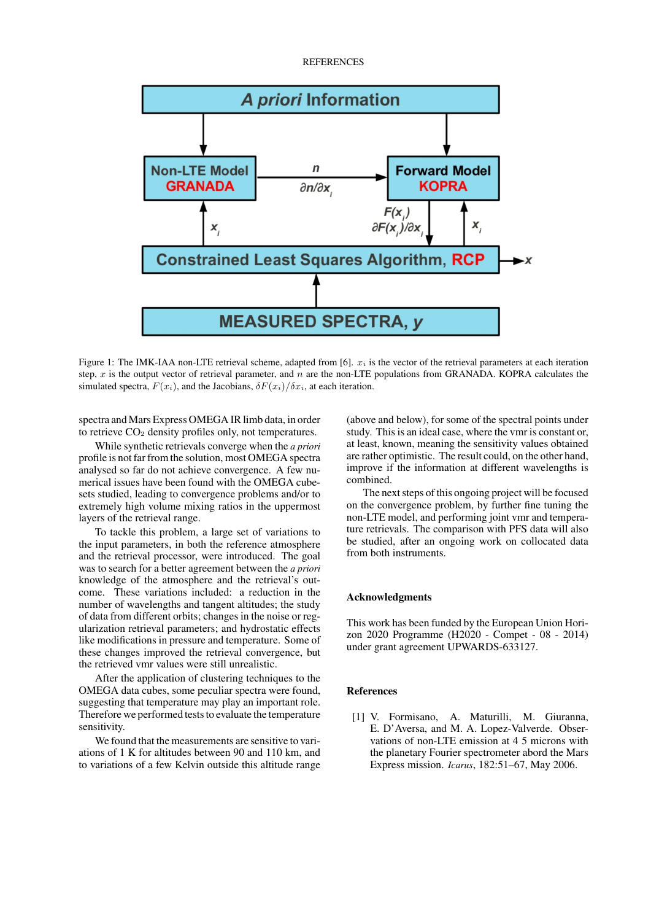Figure 1: The IMK-IAA non-LTE retrieval scheme, adapted from [6]. $x_i$ is the vector of the retrieval parameters at each iteration step, $x$ is the output vector of retrieval parameter, and $n$ are the non-LTE populations from GRANADA. KOPRA calculates the simulated spectra, $F(x_i)$, and the Jacobians, $\delta F(x_i)/\delta x_i$, at each iteration.

spectra and Mars Express OMEGA IR limb data, in order to retrieve $CO_2$ density profiles only, not temperatures.

While synthetic retrievals converge when the *a priori* profile is not far from the solution, most OMEGA spectra analysed so far do not achieve convergence. A few numerical issues have been found with the OMEGA cubesets studied, leading to convergence problems and/or to extremely high volume mixing ratios in the uppermost layers of the retrieval range.

To tackle this problem, a large set of variations to the input parameters, in both the reference atmosphere and the retrieval processor, were introduced. The goal was to search for a better agreement between the *a priori* knowledge of the atmosphere and the retrieval's outcome. These variations included: a reduction in the number of wavelengths and tangent altitudes; the study of data from different orbits; changes in the noise or regularization retrieval parameters; and hydrostatic effects like modifications in pressure and temperature. Some of these changes improved the retrieval convergence, but the retrieved vmr values were still unrealistic.

After the application of clustering techniques to the OMEGA data cubes, some peculiar spectra were found, suggesting that temperature may play an important role. Therefore we performed tests to evaluate the temperature sensitivity.

We found that the measurements are sensitive to variations of 1 K for altitudes between 90 and 110 km, and to variations of a few Kelvin outside this altitude range (above and below), for some of the spectral points under study. This is an ideal case, where the vmr is constant or, at least, known, meaning the sensitivity values obtained are rather optimistic. The result could, on the other hand, improve if the information at different wavelengths is combined.

The next steps of this ongoing project will be focused on the convergence problem, by further fine tuning the non-LTE model, and performing joint vmr and temperature retrievals. The comparison with PFS data will also be studied, after an ongoing work on collocated data from both instruments.

## Acknowledgments

This work has been funded by the European Union Horizon 2020 Programme (H2020 - Compet - 08 - 2014) under grant agreement UPWARDS-633127.

## References

[1] V. Formisano, A. Maturilli, M. Giuranna, E. D'Aversa, and M. A. Lopez-Valverde. Observations of non-LTE emission at 4 5 microns with the planetary Fourier spectrometer abord the Mars Express mission. *Icarus*, 182:51–67, May 2006.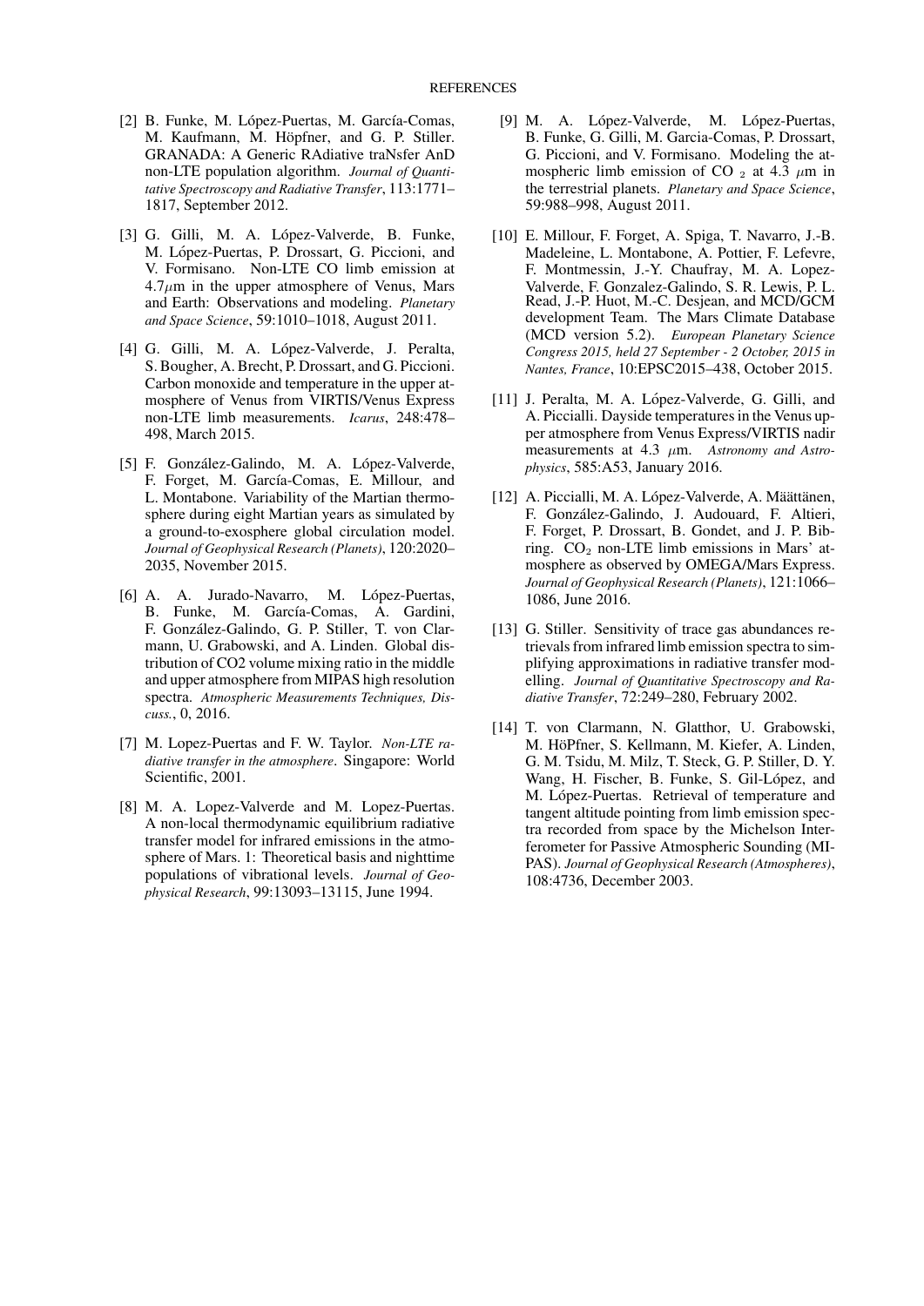[2] B. Funke, M. López-Puertas, M. García-Comas, M. Kaufmann, M. Höpfner, and G. P. Stiller. GRANADA: A Generic RAdiative traNsfer AnD non-LTE population algorithm. *Journal of Quantitative Spectroscopy and Radiative Transfer*, 113:1771–1817, September 2012.

[3] G. Gilli, M. A. López-Valverde, B. Funke, M. López-Puertas, P. Drossart, G. Piccioni, and V. Formisano. Non-LTE CO limb emission at 4.7$\mu$m in the upper atmosphere of Venus, Mars and Earth: Observations and modeling. *Planetary and Space Science*, 59:1010–1018, August 2011.

[4] G. Gilli, M. A. López-Valverde, J. Peralta, S. Bougher, A. Brecht, P. Drossart, and G. Piccioni. Carbon monoxide and temperature in the upper atmosphere of Venus from VIRTIS/Venus Express non-LTE limb measurements. *Icarus*, 248:478–498, March 2015.

[5] F. González-Galindo, M. A. López-Valverde, F. Forget, M. García-Comas, E. Millour, and L. Montabone. Variability of the Martian thermosphere during eight Martian years as simulated by a ground-to-exosphere global circulation model. *Journal of Geophysical Research (Planets)*, 120:2020–2035, November 2015.

[6] A. A. Jurado-Navarro, M. López-Puertas, B. Funke, M. García-Comas, A. Gardini, F. González-Galindo, G. P. Stiller, T. von Clarmann, U. Grabowski, and A. Linden. Global distribution of CO2 volume mixing ratio in the middle and upper atmosphere from MIPAS high resolution spectra. *Atmospheric Measurements Techniques, Discuss.*, 0, 2016.

[7] M. Lopez-Puertas and F. W. Taylor. *Non-LTE radiative transfer in the atmosphere*. Singapore: World Scientific, 2001.

[8] M. A. Lopez-Valverde and M. Lopez-Puertas. A non-local thermodynamic equilibrium radiative transfer model for infrared emissions in the atmosphere of Mars. 1: Theoretical basis and nighttime populations of vibrational levels. *Journal of Geophysical Research*, 99:13093–13115, June 1994.

[9] M. A. López-Valverde, M. López-Puertas, B. Funke, G. Gilli, M. Garcia-Comas, P. Drossart, G. Piccioni, and V. Formisano. Modeling the atmospheric limb emission of $CO_2$ at 4.3 $\mu$m in the terrestrial planets. *Planetary and Space Science*, 59:988–998, August 2011.

[10] E. Millour, F. Forget, A. Spiga, T. Navarro, J.-B. Madeleine, L. Montabone, A. Pottier, F. Lefevre, F. Montmessin, J.-Y. Chaufray, M. A. Lopez-Valverde, F. Gonzalez-Galindo, S. R. Lewis, P. L. Read, J.-P. Huot, M.-C. Desjean, and MCD/GCM development Team. The Mars Climate Database (MCD version 5.2). *European Planetary Science Congress 2015, held 27 September - 2 October, 2015 in Nantes, France*, 10:EPSC2015–438, October 2015.

[11] J. Peralta, M. A. López-Valverde, G. Gilli, and A. Piccialli. Dayside temperatures in the Venus upper atmosphere from Venus Express/VIRTIS nadir measurements at 4.3 $\mu$m. *Astronomy and Astrophysics*, 585:A53, January 2016.

[12] A. Piccialli, M. A. López-Valverde, A. Määttänen, F. González-Galindo, J. Audouard, F. Altieri, F. Forget, P. Drossart, B. Gondet, and J. P. Bibring. $CO_2$ non-LTE limb emissions in Mars' atmosphere as observed by OMEGA/Mars Express. *Journal of Geophysical Research (Planets)*, 121:1066–1086, June 2016.

[13] G. Stiller. Sensitivity of trace gas abundances retrievals from infrared limb emission spectra to simplifying approximations in radiative transfer modelling. *Journal of Quantitative Spectroscopy and Radiative Transfer*, 72:249–280, February 2002.

[14] T. von Clarmann, N. Glatthor, U. Grabowski, M. HöPfner, S. Kellmann, M. Kiefer, A. Linden, G. M. Tsidu, M. Milz, T. Steck, G. P. Stiller, D. Y. Wang, H. Fischer, B. Funke, S. Gil-López, and M. López-Puertas. Retrieval of temperature and tangent altitude pointing from limb emission spectra recorded from space by the Michelson Interferometer for Passive Atmospheric Sounding (MIPAS). *Journal of Geophysical Research (Atmospheres)*, 108:4736, December 2003.